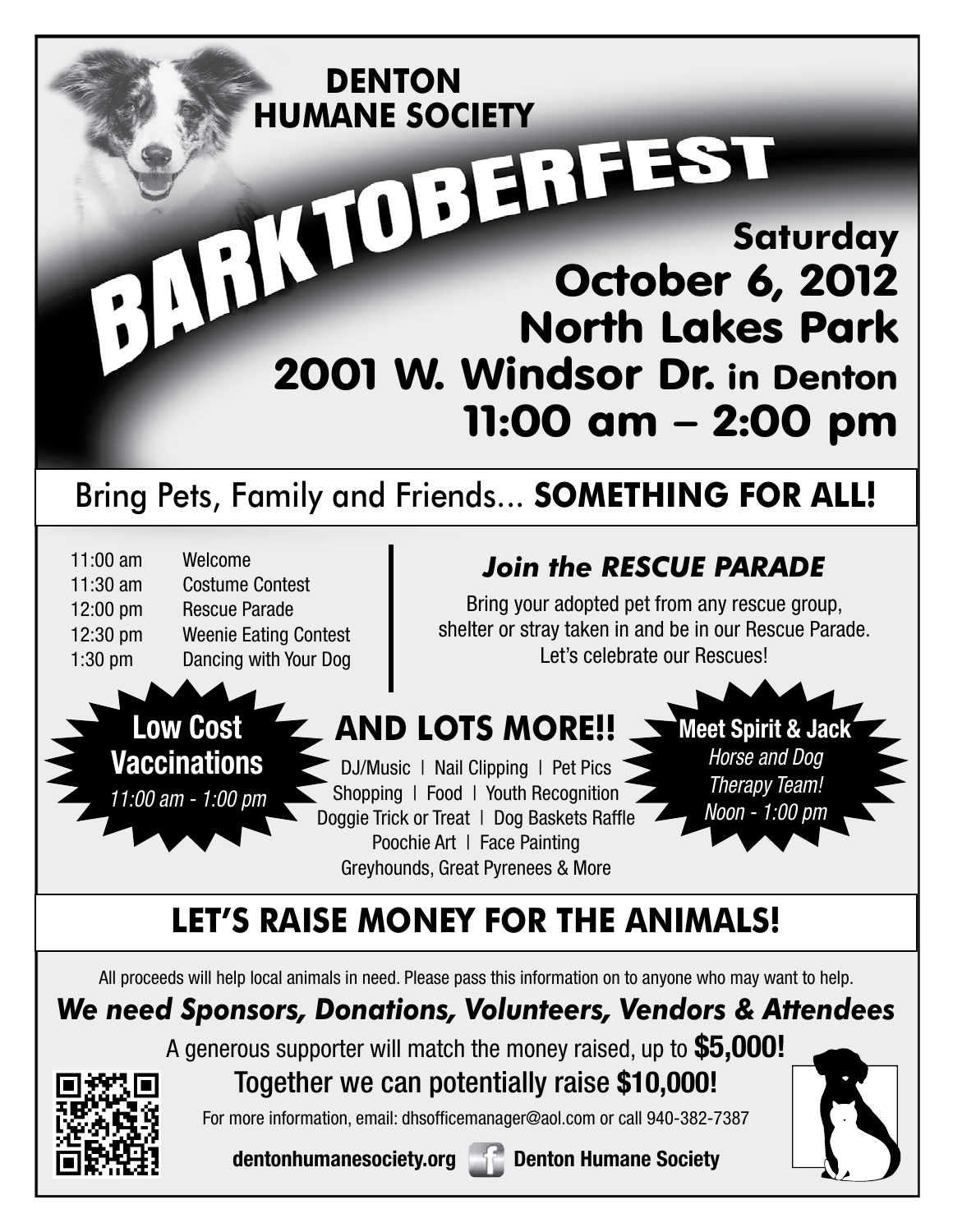# DENTON HUMANE SOCIETY

# BARKTOBERFEST

**Saturday**
**October 6, 2012**
**North Lakes Park**
**2001 W. Windsor Dr. in Denton**
**11:00 am – 2:00 pm**

## Bring Pets, Family and Friends... SOMETHING FOR ALL!

| | |
|---|---|
| 11:00 am | Welcome |
| 11:30 am | Costume Contest |
| 12:00 pm | Rescue Parade |
| 12:30 pm | Weenie Eating Contest |
| 1:30 pm | Dancing with Your Dog |

### *Join the RESCUE PARADE*

Bring your adopted pet from any rescue group, shelter or stray taken in and be in our Rescue Parade. Let's celebrate our Rescues!

**Low Cost Vaccinations**
*11:00 am - 1:00 pm*

### AND LOTS MORE!!

DJ/Music | Nail Clipping | Pet Pics
Shopping | Food | Youth Recognition
Doggie Trick or Treat | Dog Baskets Raffle
Poochie Art | Face Painting
Greyhounds, Great Pyrenees & More

**Meet Spirit & Jack**
*Horse and Dog Therapy Team!*
*Noon - 1:00 pm*

## LET'S RAISE MONEY FOR THE ANIMALS!

All proceeds will help local animals in need. Please pass this information on to anyone who may want to help.

***We need Sponsors, Donations, Volunteers, Vendors & Attendees***

A generous supporter will match the money raised, up to **$5,000!**

Together we can potentially raise **$10,000!**

For more information, email: dhsofficemanager@aol.com or call 940-382-7387

**dentonhumanesociety.org** **Denton Humane Society**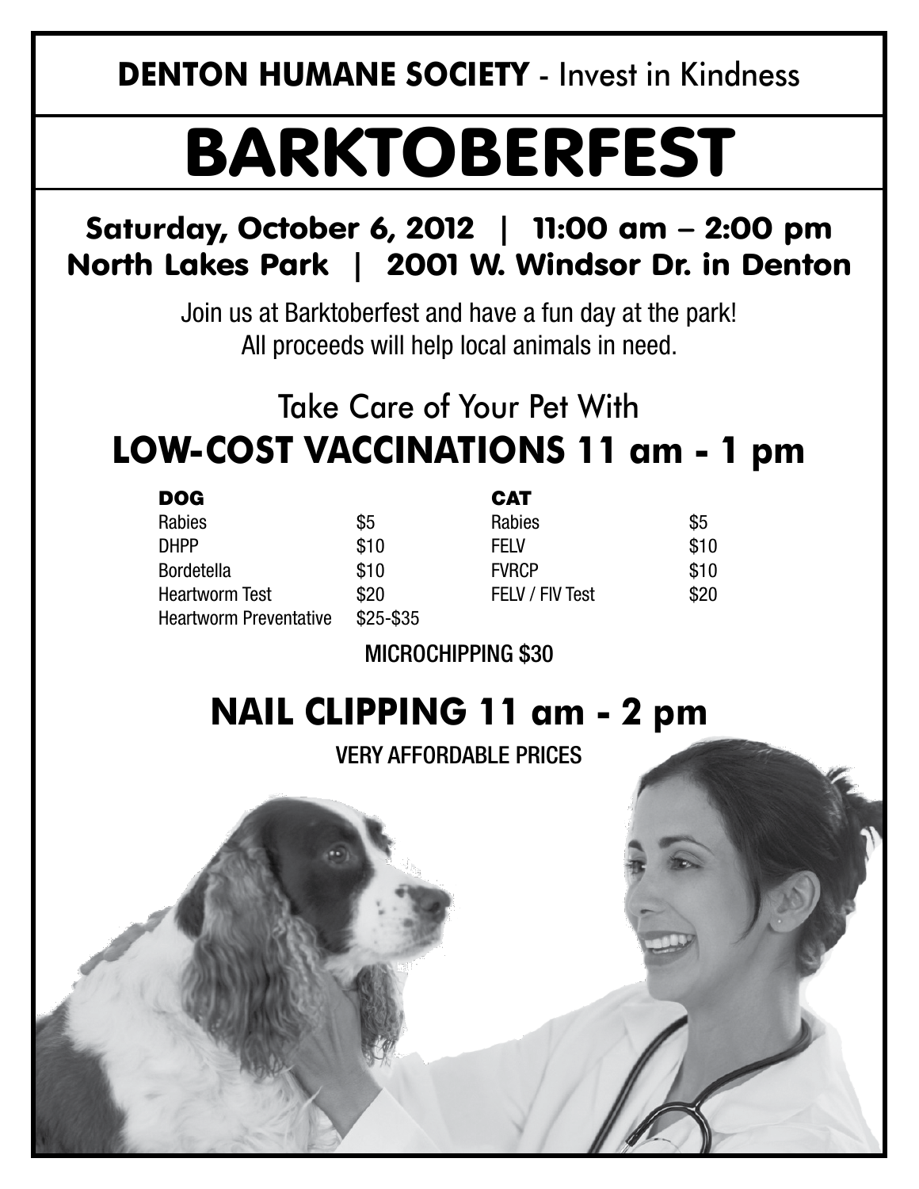**DENTON HUMANE SOCIETY** - Invest in Kindness

# BARKTOBERFEST

## Saturday, October 6, 2012 | 11:00 am – 2:00 pm
## North Lakes Park | 2001 W. Windsor Dr. in Denton

Join us at Barktoberfest and have a fun day at the park!
All proceeds will help local animals in need.

Take Care of Your Pet With

## LOW-COST VACCINATIONS 11 am - 1 pm

| DOG | | CAT | |
|---|---|---|---|
| Rabies | $5 | Rabies | $5 |
| DHPP | $10 | FELV | $10 |
| Bordetella | $10 | FVRCP | $10 |
| Heartworm Test | $20 | FELV / FIV Test | $20 |
| Heartworm Preventative | $25-$35 | | |

MICROCHIPPING $30

## NAIL CLIPPING 11 am - 2 pm

VERY AFFORDABLE PRICES